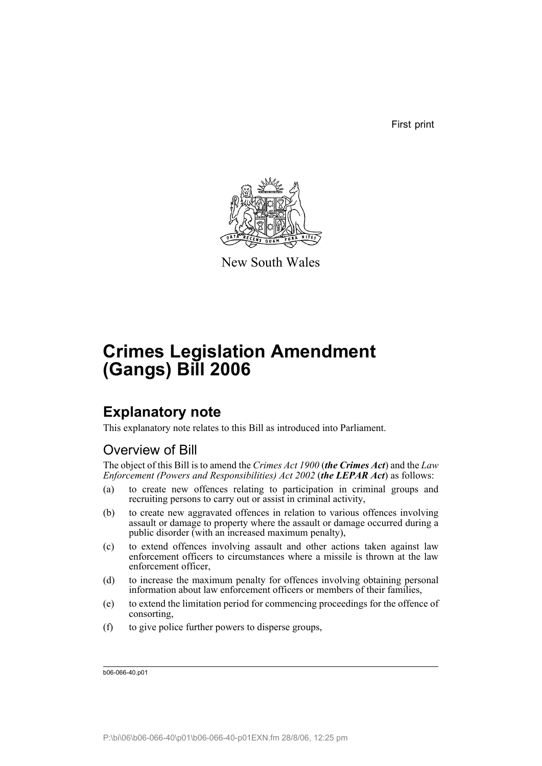First print

New South Wales

# Crimes Legislation Amendment (Gangs) Bill 2006

## Explanatory note

This explanatory note relates to this Bill as introduced into Parliament.

### Overview of Bill

The object of this Bill is to amend the *Crimes Act 1900* (***the Crimes Act***) and the *Law Enforcement (Powers and Responsibilities) Act 2002* (***the LEPAR Act***) as follows:

(a) to create new offences relating to participation in criminal groups and recruiting persons to carry out or assist in criminal activity,

(b) to create new aggravated offences in relation to various offences involving assault or damage to property where the assault or damage occurred during a public disorder (with an increased maximum penalty),

(c) to extend offences involving assault and other actions taken against law enforcement officers to circumstances where a missile is thrown at the law enforcement officer,

(d) to increase the maximum penalty for offences involving obtaining personal information about law enforcement officers or members of their families,

(e) to extend the limitation period for commencing proceedings for the offence of consorting,

(f) to give police further powers to disperse groups,

b06-066-40.p01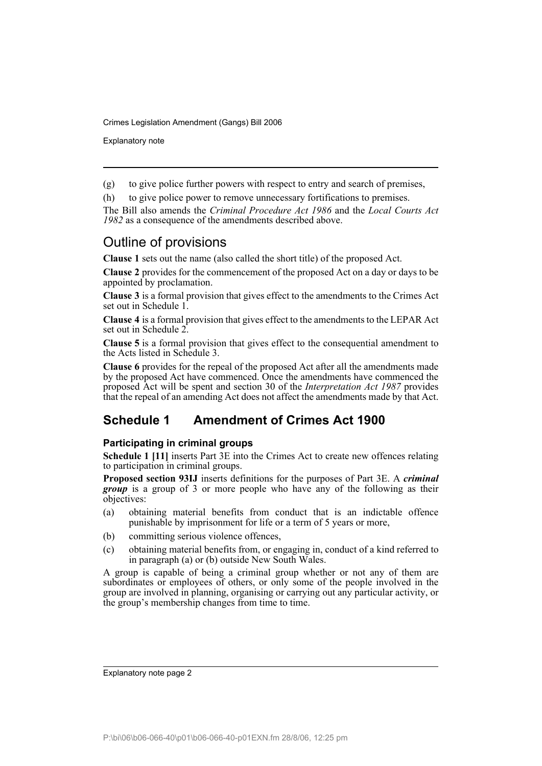(g) to give police further powers with respect to entry and search of premises,

(h) to give police power to remove unnecessary fortifications to premises.

The Bill also amends the *Criminal Procedure Act 1986* and the *Local Courts Act 1982* as a consequence of the amendments described above.

## Outline of provisions

**Clause 1** sets out the name (also called the short title) of the proposed Act.

**Clause 2** provides for the commencement of the proposed Act on a day or days to be appointed by proclamation.

**Clause 3** is a formal provision that gives effect to the amendments to the Crimes Act set out in Schedule 1.

**Clause 4** is a formal provision that gives effect to the amendments to the LEPAR Act set out in Schedule 2.

**Clause 5** is a formal provision that gives effect to the consequential amendment to the Acts listed in Schedule 3.

**Clause 6** provides for the repeal of the proposed Act after all the amendments made by the proposed Act have commenced. Once the amendments have commenced the proposed Act will be spent and section 30 of the *Interpretation Act 1987* provides that the repeal of an amending Act does not affect the amendments made by that Act.

## Schedule 1 Amendment of Crimes Act 1900

### Participating in criminal groups

**Schedule 1 [11]** inserts Part 3E into the Crimes Act to create new offences relating to participation in criminal groups.

**Proposed section 93IJ** inserts definitions for the purposes of Part 3E. A ***criminal group*** is a group of 3 or more people who have any of the following as their objectives:

(a) obtaining material benefits from conduct that is an indictable offence punishable by imprisonment for life or a term of 5 years or more,

(b) committing serious violence offences,

(c) obtaining material benefits from, or engaging in, conduct of a kind referred to in paragraph (a) or (b) outside New South Wales.

A group is capable of being a criminal group whether or not any of them are subordinates or employees of others, or only some of the people involved in the group are involved in planning, organising or carrying out any particular activity, or the group's membership changes from time to time.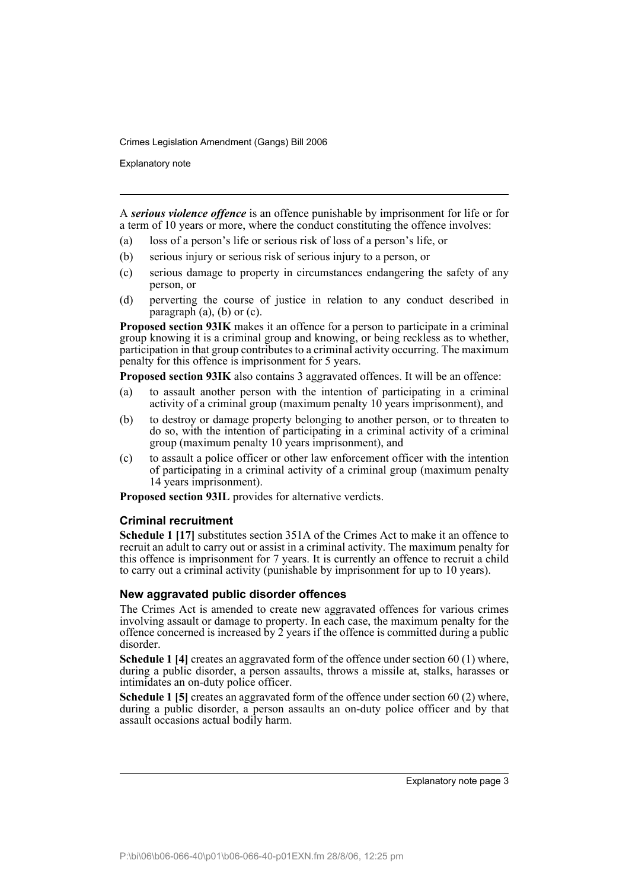A ***serious violence offence*** is an offence punishable by imprisonment for life or for a term of 10 years or more, where the conduct constituting the offence involves:

(a) loss of a person's life or serious risk of loss of a person's life, or

(b) serious injury or serious risk of serious injury to a person, or

(c) serious damage to property in circumstances endangering the safety of any person, or

(d) perverting the course of justice in relation to any conduct described in paragraph (a), (b) or (c).

**Proposed section 93IK** makes it an offence for a person to participate in a criminal group knowing it is a criminal group and knowing, or being reckless as to whether, participation in that group contributes to a criminal activity occurring. The maximum penalty for this offence is imprisonment for 5 years.

**Proposed section 93IK** also contains 3 aggravated offences. It will be an offence:

(a) to assault another person with the intention of participating in a criminal activity of a criminal group (maximum penalty 10 years imprisonment), and

(b) to destroy or damage property belonging to another person, or to threaten to do so, with the intention of participating in a criminal activity of a criminal group (maximum penalty 10 years imprisonment), and

(c) to assault a police officer or other law enforcement officer with the intention of participating in a criminal activity of a criminal group (maximum penalty 14 years imprisonment).

**Proposed section 93IL** provides for alternative verdicts.

### Criminal recruitment

**Schedule 1 [17]** substitutes section 351A of the Crimes Act to make it an offence to recruit an adult to carry out or assist in a criminal activity. The maximum penalty for this offence is imprisonment for 7 years. It is currently an offence to recruit a child to carry out a criminal activity (punishable by imprisonment for up to 10 years).

### New aggravated public disorder offences

The Crimes Act is amended to create new aggravated offences for various crimes involving assault or damage to property. In each case, the maximum penalty for the offence concerned is increased by 2 years if the offence is committed during a public disorder.

**Schedule 1 [4]** creates an aggravated form of the offence under section 60 (1) where, during a public disorder, a person assaults, throws a missile at, stalks, harasses or intimidates an on-duty police officer.

**Schedule 1 [5]** creates an aggravated form of the offence under section 60 (2) where, during a public disorder, a person assaults an on-duty police officer and by that assault occasions actual bodily harm.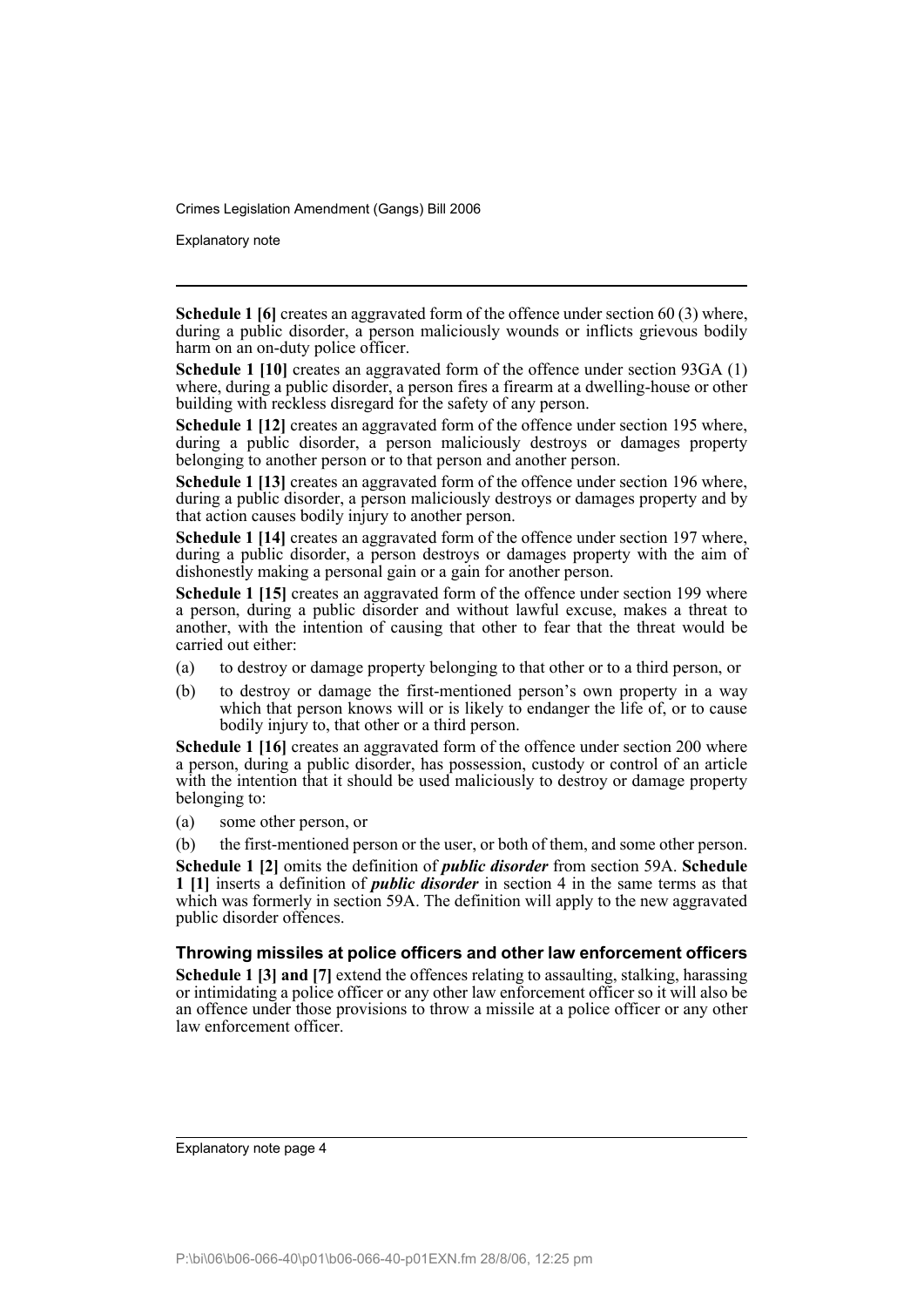**Schedule 1 [6]** creates an aggravated form of the offence under section 60 (3) where, during a public disorder, a person maliciously wounds or inflicts grievous bodily harm on an on-duty police officer.

**Schedule 1 [10]** creates an aggravated form of the offence under section 93GA (1) where, during a public disorder, a person fires a firearm at a dwelling-house or other building with reckless disregard for the safety of any person.

**Schedule 1 [12]** creates an aggravated form of the offence under section 195 where, during a public disorder, a person maliciously destroys or damages property belonging to another person or to that person and another person.

**Schedule 1 [13]** creates an aggravated form of the offence under section 196 where, during a public disorder, a person maliciously destroys or damages property and by that action causes bodily injury to another person.

**Schedule 1 [14]** creates an aggravated form of the offence under section 197 where, during a public disorder, a person destroys or damages property with the aim of dishonestly making a personal gain or a gain for another person.

**Schedule 1 [15]** creates an aggravated form of the offence under section 199 where a person, during a public disorder and without lawful excuse, makes a threat to another, with the intention of causing that other to fear that the threat would be carried out either:

(a) to destroy or damage property belonging to that other or to a third person, or

(b) to destroy or damage the first-mentioned person's own property in a way which that person knows will or is likely to endanger the life of, or to cause bodily injury to, that other or a third person.

**Schedule 1 [16]** creates an aggravated form of the offence under section 200 where a person, during a public disorder, has possession, custody or control of an article with the intention that it should be used maliciously to destroy or damage property belonging to:

(a) some other person, or

(b) the first-mentioned person or the user, or both of them, and some other person.

**Schedule 1 [2]** omits the definition of ***public disorder*** from section 59A. **Schedule 1 [1]** inserts a definition of ***public disorder*** in section 4 in the same terms as that which was formerly in section 59A. The definition will apply to the new aggravated public disorder offences.

### Throwing missiles at police officers and other law enforcement officers

**Schedule 1 [3] and [7]** extend the offences relating to assaulting, stalking, harassing or intimidating a police officer or any other law enforcement officer so it will also be an offence under those provisions to throw a missile at a police officer or any other law enforcement officer.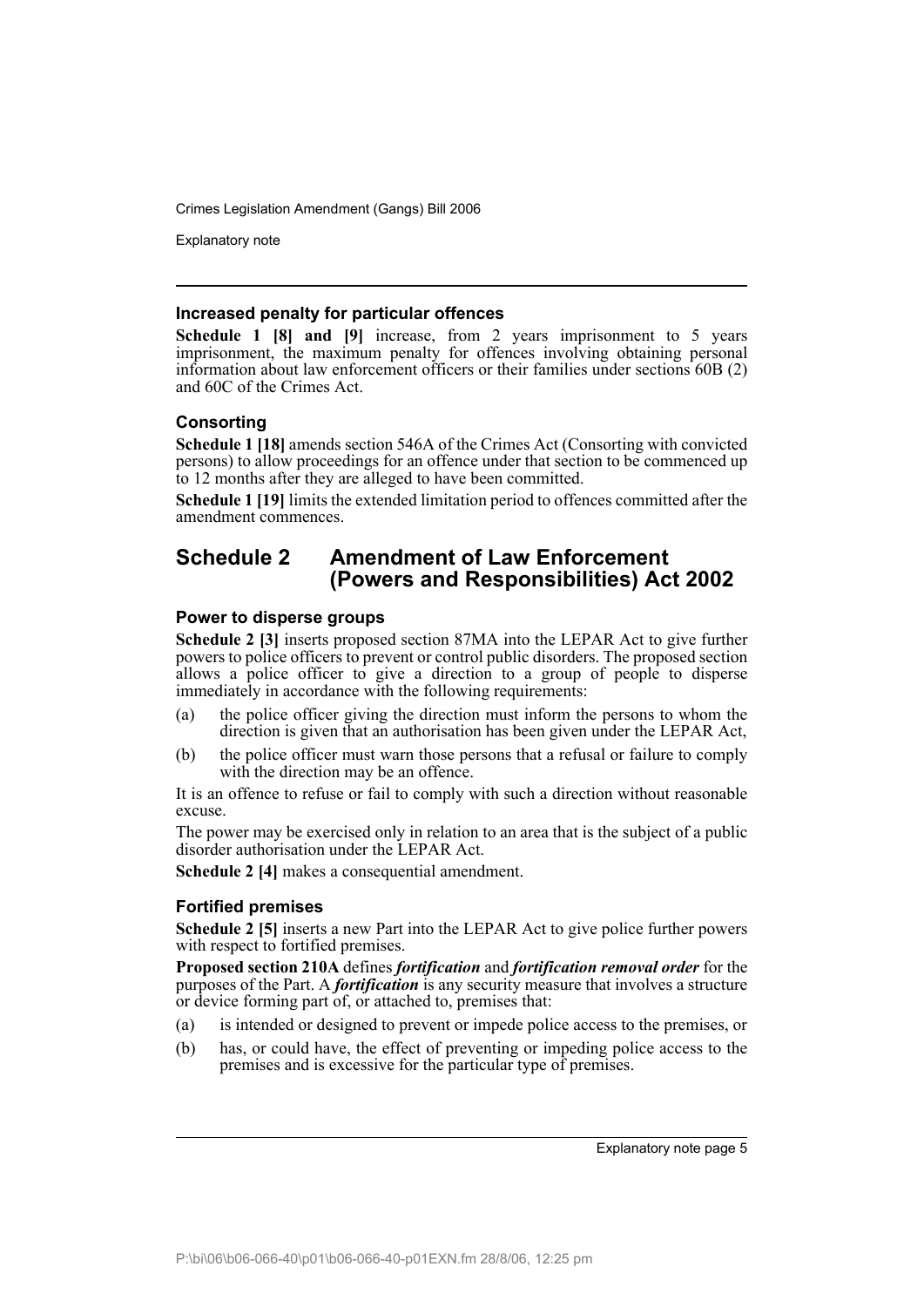### Increased penalty for particular offences

**Schedule 1 [8] and [9]** increase, from 2 years imprisonment to 5 years imprisonment, the maximum penalty for offences involving obtaining personal information about law enforcement officers or their families under sections 60B (2) and 60C of the Crimes Act.

### Consorting

**Schedule 1 [18]** amends section 546A of the Crimes Act (Consorting with convicted persons) to allow proceedings for an offence under that section to be commenced up to 12 months after they are alleged to have been committed.

**Schedule 1 [19]** limits the extended limitation period to offences committed after the amendment commences.

## Schedule 2 Amendment of Law Enforcement (Powers and Responsibilities) Act 2002

### Power to disperse groups

**Schedule 2 [3]** inserts proposed section 87MA into the LEPAR Act to give further powers to police officers to prevent or control public disorders. The proposed section allows a police officer to give a direction to a group of people to disperse immediately in accordance with the following requirements:

(a) the police officer giving the direction must inform the persons to whom the direction is given that an authorisation has been given under the LEPAR Act,

(b) the police officer must warn those persons that a refusal or failure to comply with the direction may be an offence.

It is an offence to refuse or fail to comply with such a direction without reasonable excuse.

The power may be exercised only in relation to an area that is the subject of a public disorder authorisation under the LEPAR Act.

**Schedule 2 [4]** makes a consequential amendment.

### Fortified premises

**Schedule 2 [5]** inserts a new Part into the LEPAR Act to give police further powers with respect to fortified premises.

**Proposed section 210A** defines ***fortification*** and ***fortification removal order*** for the purposes of the Part. A ***fortification*** is any security measure that involves a structure or device forming part of, or attached to, premises that:

(a) is intended or designed to prevent or impede police access to the premises, or

(b) has, or could have, the effect of preventing or impeding police access to the premises and is excessive for the particular type of premises.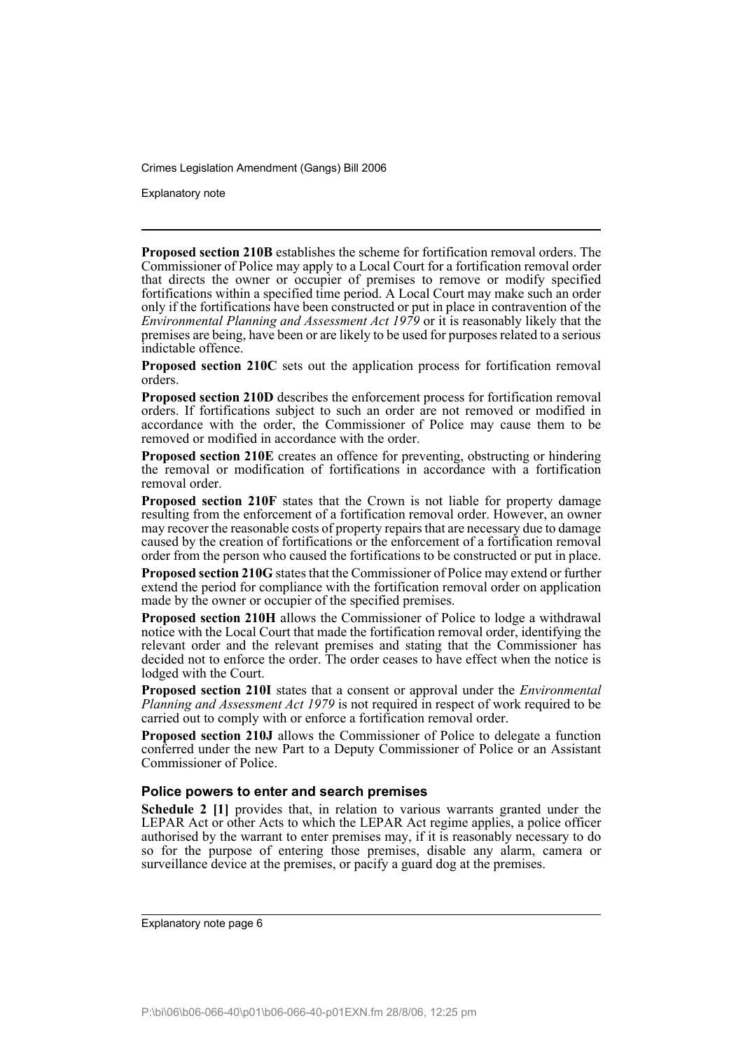**Proposed section 210B** establishes the scheme for fortification removal orders. The Commissioner of Police may apply to a Local Court for a fortification removal order that directs the owner or occupier of premises to remove or modify specified fortifications within a specified time period. A Local Court may make such an order only if the fortifications have been constructed or put in place in contravention of the *Environmental Planning and Assessment Act 1979* or it is reasonably likely that the premises are being, have been or are likely to be used for purposes related to a serious indictable offence.

**Proposed section 210C** sets out the application process for fortification removal orders.

**Proposed section 210D** describes the enforcement process for fortification removal orders. If fortifications subject to such an order are not removed or modified in accordance with the order, the Commissioner of Police may cause them to be removed or modified in accordance with the order.

**Proposed section 210E** creates an offence for preventing, obstructing or hindering the removal or modification of fortifications in accordance with a fortification removal order.

**Proposed section 210F** states that the Crown is not liable for property damage resulting from the enforcement of a fortification removal order. However, an owner may recover the reasonable costs of property repairs that are necessary due to damage caused by the creation of fortifications or the enforcement of a fortification removal order from the person who caused the fortifications to be constructed or put in place.

**Proposed section 210G** states that the Commissioner of Police may extend or further extend the period for compliance with the fortification removal order on application made by the owner or occupier of the specified premises.

**Proposed section 210H** allows the Commissioner of Police to lodge a withdrawal notice with the Local Court that made the fortification removal order, identifying the relevant order and the relevant premises and stating that the Commissioner has decided not to enforce the order. The order ceases to have effect when the notice is lodged with the Court.

**Proposed section 210I** states that a consent or approval under the *Environmental Planning and Assessment Act 1979* is not required in respect of work required to be carried out to comply with or enforce a fortification removal order.

**Proposed section 210J** allows the Commissioner of Police to delegate a function conferred under the new Part to a Deputy Commissioner of Police or an Assistant Commissioner of Police.

### Police powers to enter and search premises

**Schedule 2 [1]** provides that, in relation to various warrants granted under the LEPAR Act or other Acts to which the LEPAR Act regime applies, a police officer authorised by the warrant to enter premises may, if it is reasonably necessary to do so for the purpose of entering those premises, disable any alarm, camera or surveillance device at the premises, or pacify a guard dog at the premises.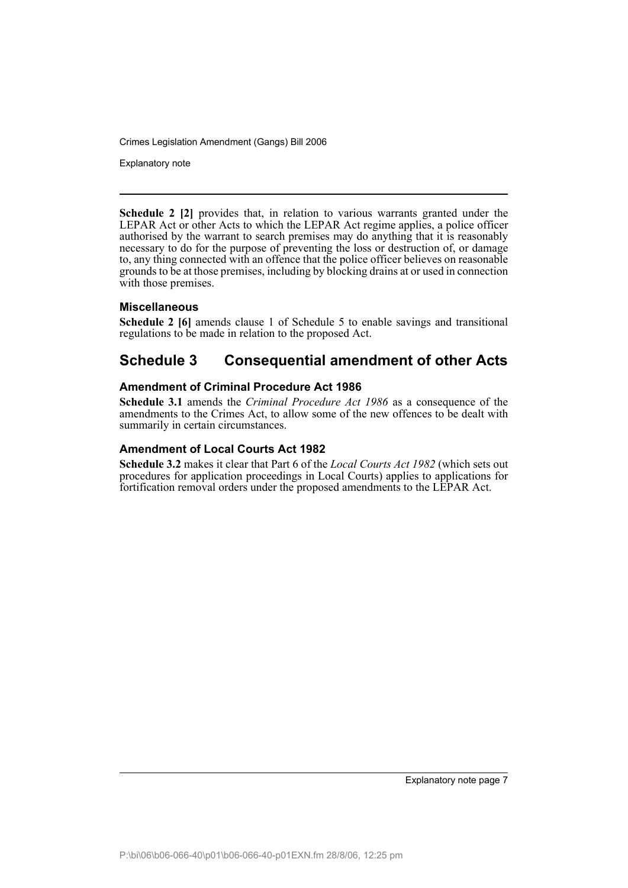**Schedule 2 [2]** provides that, in relation to various warrants granted under the LEPAR Act or other Acts to which the LEPAR Act regime applies, a police officer authorised by the warrant to search premises may do anything that it is reasonably necessary to do for the purpose of preventing the loss or destruction of, or damage to, any thing connected with an offence that the police officer believes on reasonable grounds to be at those premises, including by blocking drains at or used in connection with those premises.

### Miscellaneous

**Schedule 2 [6]** amends clause 1 of Schedule 5 to enable savings and transitional regulations to be made in relation to the proposed Act.

## Schedule 3 Consequential amendment of other Acts

### Amendment of Criminal Procedure Act 1986

**Schedule 3.1** amends the *Criminal Procedure Act 1986* as a consequence of the amendments to the Crimes Act, to allow some of the new offences to be dealt with summarily in certain circumstances.

### Amendment of Local Courts Act 1982

**Schedule 3.2** makes it clear that Part 6 of the *Local Courts Act 1982* (which sets out procedures for application proceedings in Local Courts) applies to applications for fortification removal orders under the proposed amendments to the LEPAR Act.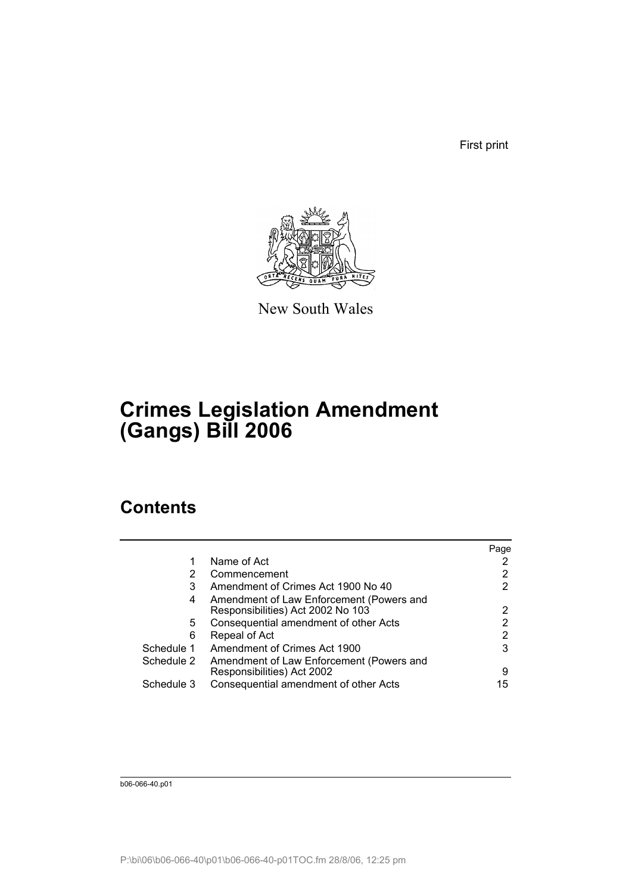First print

New South Wales

# Crimes Legislation Amendment (Gangs) Bill 2006

## Contents

| | | Page |
|---|---|---|
| 1 | Name of Act | 2 |
| 2 | Commencement | 2 |
| 3 | Amendment of Crimes Act 1900 No 40 | 2 |
| 4 | Amendment of Law Enforcement (Powers and Responsibilities) Act 2002 No 103 | 2 |
| 5 | Consequential amendment of other Acts | 2 |
| 6 | Repeal of Act | 2 |
| Schedule 1 | Amendment of Crimes Act 1900 | 3 |
| Schedule 2 | Amendment of Law Enforcement (Powers and Responsibilities) Act 2002 | 9 |
| Schedule 3 | Consequential amendment of other Acts | 15 |

b06-066-40.p01

P:\bi\06\b06-066-40\p01\b06-066-40-p01TOC.fm 28/8/06, 12:25 pm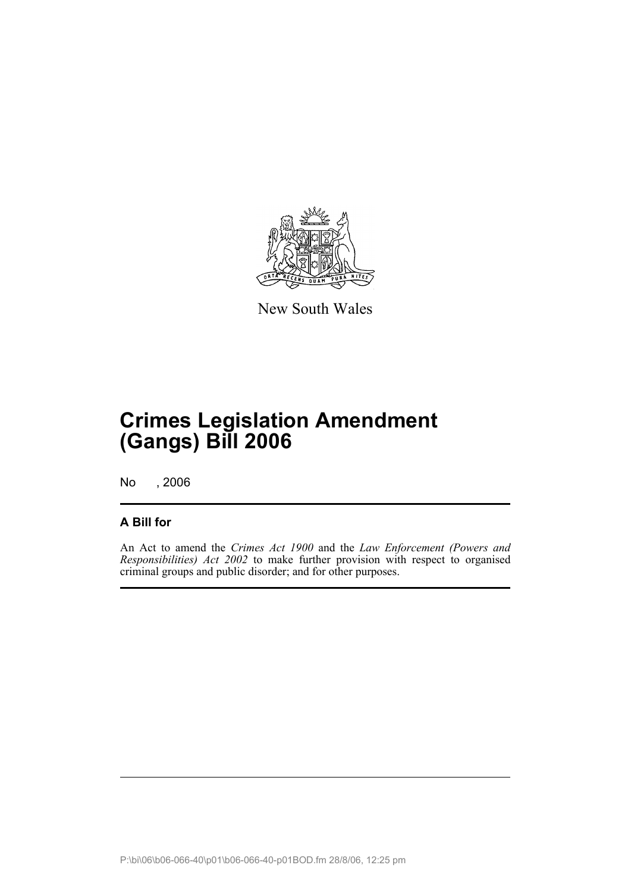New South Wales

# Crimes Legislation Amendment (Gangs) Bill 2006

No , 2006

## A Bill for

An Act to amend the *Crimes Act 1900* and the *Law Enforcement (Powers and Responsibilities) Act 2002* to make further provision with respect to organised criminal groups and public disorder; and for other purposes.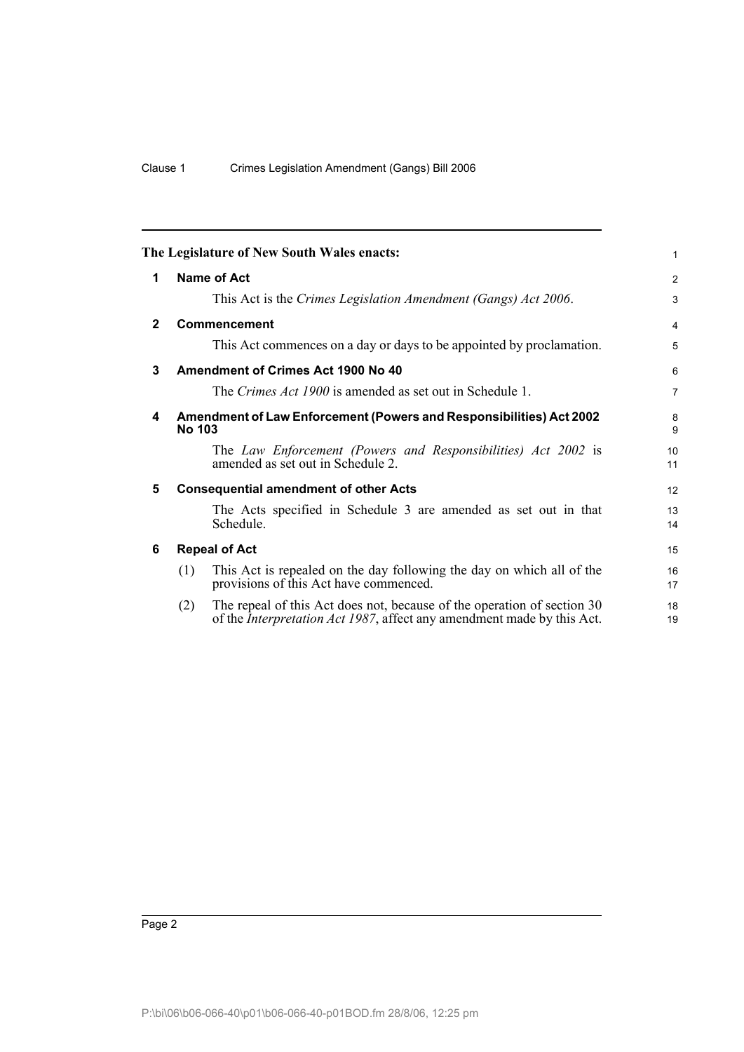**The Legislature of New South Wales enacts:**

**1 Name of Act**

This Act is the *Crimes Legislation Amendment (Gangs) Act 2006*.

**2 Commencement**

This Act commences on a day or days to be appointed by proclamation.

**3 Amendment of Crimes Act 1900 No 40**

The *Crimes Act 1900* is amended as set out in Schedule 1.

**4 Amendment of Law Enforcement (Powers and Responsibilities) Act 2002 No 103**

The *Law Enforcement (Powers and Responsibilities) Act 2002* is amended as set out in Schedule 2.

**5 Consequential amendment of other Acts**

The Acts specified in Schedule 3 are amended as set out in that Schedule.

**6 Repeal of Act**

(1) This Act is repealed on the day following the day on which all of the provisions of this Act have commenced.

(2) The repeal of this Act does not, because of the operation of section 30 of the *Interpretation Act 1987*, affect any amendment made by this Act.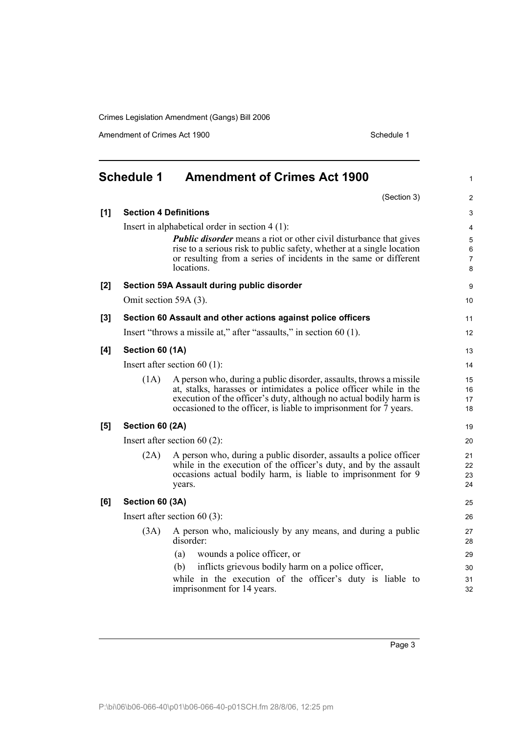## Schedule 1 Amendment of Crimes Act 1900

(Section 3)

**[1] Section 4 Definitions**

Insert in alphabetical order in section 4 (1):

> ***Public disorder*** means a riot or other civil disturbance that gives rise to a serious risk to public safety, whether at a single location or resulting from a series of incidents in the same or different locations.

**[2] Section 59A Assault during public disorder**

Omit section 59A (3).

**[3] Section 60 Assault and other actions against police officers**

Insert "throws a missile at," after "assaults," in section 60 (1).

**[4] Section 60 (1A)**

Insert after section 60 (1):

> (1A) A person who, during a public disorder, assaults, throws a missile at, stalks, harasses or intimidates a police officer while in the execution of the officer's duty, although no actual bodily harm is occasioned to the officer, is liable to imprisonment for 7 years.

**[5] Section 60 (2A)**

Insert after section 60 (2):

> (2A) A person who, during a public disorder, assaults a police officer while in the execution of the officer's duty, and by the assault occasions actual bodily harm, is liable to imprisonment for 9 years.

**[6] Section 60 (3A)**

Insert after section 60 (3):

> (3A) A person who, maliciously by any means, and during a public disorder:
>
> (a) wounds a police officer, or
>
> (b) inflicts grievous bodily harm on a police officer,
>
> while in the execution of the officer's duty is liable to imprisonment for 14 years.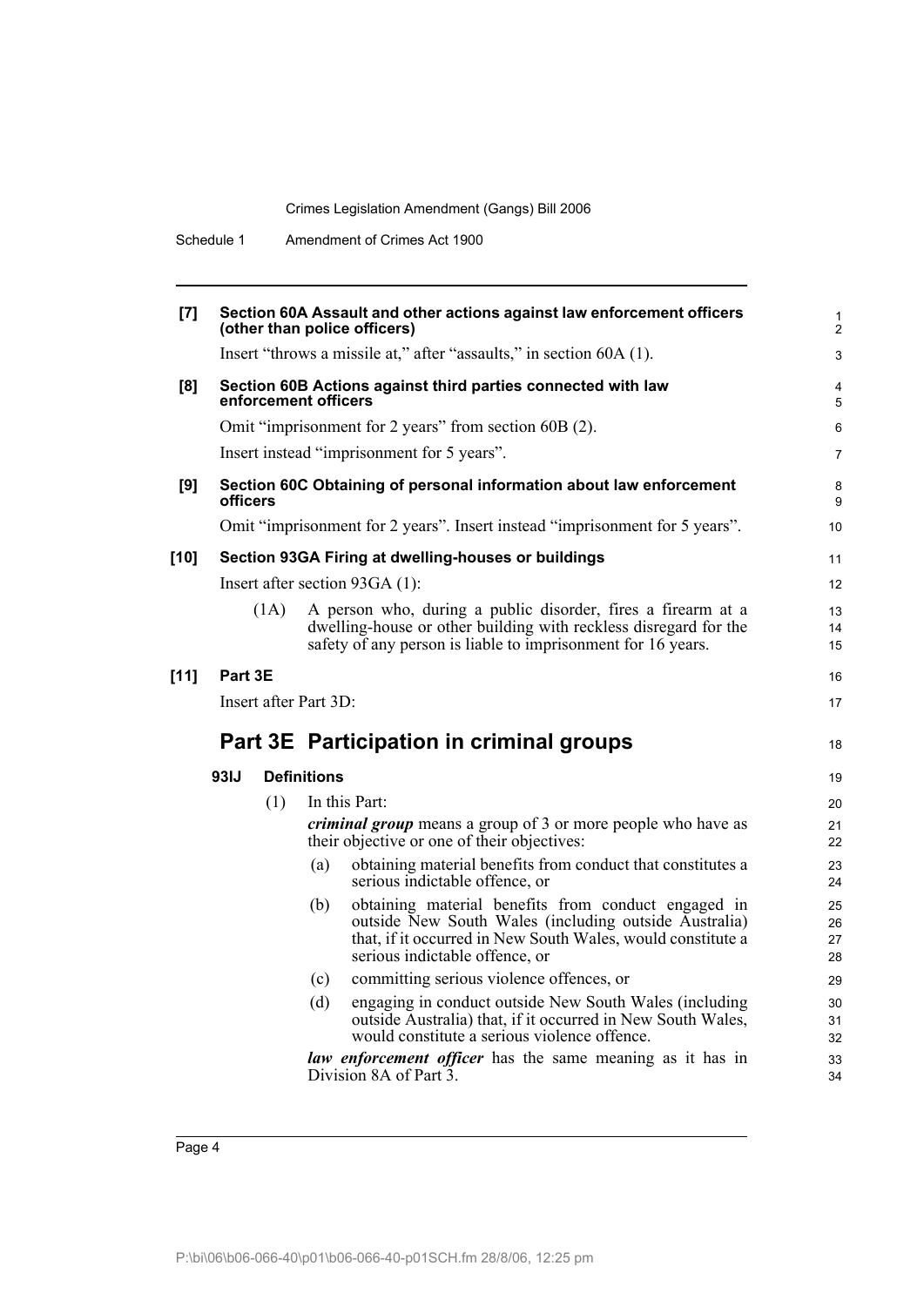**[7] Section 60A Assault and other actions against law enforcement officers (other than police officers)**

Insert "throws a missile at," after "assaults," in section 60A (1).

**[8] Section 60B Actions against third parties connected with law enforcement officers**

Omit "imprisonment for 2 years" from section 60B (2).

Insert instead "imprisonment for 5 years".

**[9] Section 60C Obtaining of personal information about law enforcement officers**

Omit "imprisonment for 2 years". Insert instead "imprisonment for 5 years".

**[10] Section 93GA Firing at dwelling-houses or buildings**

Insert after section 93GA (1):

(1A) A person who, during a public disorder, fires a firearm at a dwelling-house or other building with reckless disregard for the safety of any person is liable to imprisonment for 16 years.

**[11] Part 3E**

Insert after Part 3D:

# Part 3E Participation in criminal groups

**93IJ Definitions**

(1) In this Part:

***criminal group*** means a group of 3 or more people who have as their objective or one of their objectives:

(a) obtaining material benefits from conduct that constitutes a serious indictable offence, or

(b) obtaining material benefits from conduct engaged in outside New South Wales (including outside Australia) that, if it occurred in New South Wales, would constitute a serious indictable offence, or

(c) committing serious violence offences, or

(d) engaging in conduct outside New South Wales (including outside Australia) that, if it occurred in New South Wales, would constitute a serious violence offence.

***law enforcement officer*** has the same meaning as it has in Division 8A of Part 3.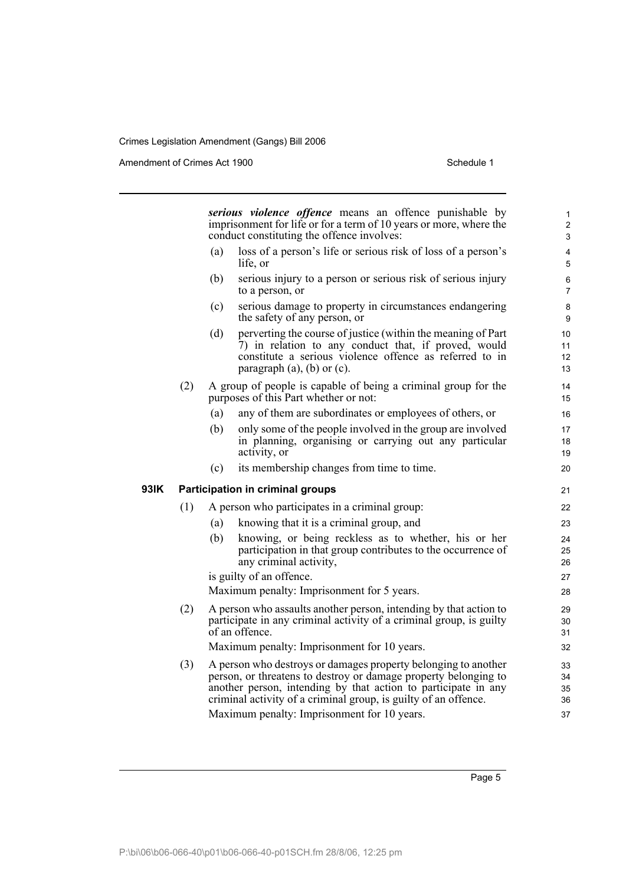***serious violence offence*** means an offence punishable by imprisonment for life or for a term of 10 years or more, where the conduct constituting the offence involves:

(a) loss of a person's life or serious risk of loss of a person's life, or

(b) serious injury to a person or serious risk of serious injury to a person, or

(c) serious damage to property in circumstances endangering the safety of any person, or

(d) perverting the course of justice (within the meaning of Part 7) in relation to any conduct that, if proved, would constitute a serious violence offence as referred to in paragraph (a), (b) or (c).

(2) A group of people is capable of being a criminal group for the purposes of this Part whether or not:

(a) any of them are subordinates or employees of others, or

(b) only some of the people involved in the group are involved in planning, organising or carrying out any particular activity, or

(c) its membership changes from time to time.

**93IK Participation in criminal groups**

(1) A person who participates in a criminal group:

(a) knowing that it is a criminal group, and

(b) knowing, or being reckless as to whether, his or her participation in that group contributes to the occurrence of any criminal activity,

is guilty of an offence.

Maximum penalty: Imprisonment for 5 years.

(2) A person who assaults another person, intending by that action to participate in any criminal activity of a criminal group, is guilty of an offence.

Maximum penalty: Imprisonment for 10 years.

(3) A person who destroys or damages property belonging to another person, or threatens to destroy or damage property belonging to another person, intending by that action to participate in any criminal activity of a criminal group, is guilty of an offence.

Maximum penalty: Imprisonment for 10 years.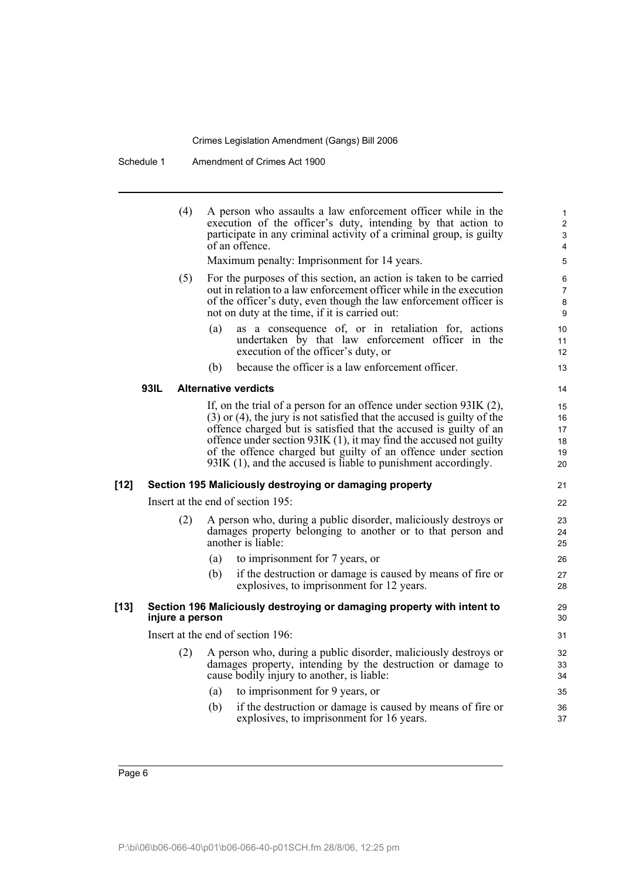(4) A person who assaults a law enforcement officer while in the execution of the officer's duty, intending by that action to participate in any criminal activity of a criminal group, is guilty of an offence.

Maximum penalty: Imprisonment for 14 years.

(5) For the purposes of this section, an action is taken to be carried out in relation to a law enforcement officer while in the execution of the officer's duty, even though the law enforcement officer is not on duty at the time, if it is carried out:

(a) as a consequence of, or in retaliation for, actions undertaken by that law enforcement officer in the execution of the officer's duty, or

(b) because the officer is a law enforcement officer.

**93IL Alternative verdicts**

If, on the trial of a person for an offence under section 93IK (2), (3) or (4), the jury is not satisfied that the accused is guilty of the offence charged but is satisfied that the accused is guilty of an offence under section 93IK (1), it may find the accused not guilty of the offence charged but guilty of an offence under section 93IK (1), and the accused is liable to punishment accordingly.

**[12] Section 195 Maliciously destroying or damaging property**

Insert at the end of section 195:

(2) A person who, during a public disorder, maliciously destroys or damages property belonging to another or to that person and another is liable:

(a) to imprisonment for 7 years, or

(b) if the destruction or damage is caused by means of fire or explosives, to imprisonment for 12 years.

**[13] Section 196 Maliciously destroying or damaging property with intent to injure a person**

Insert at the end of section 196:

(2) A person who, during a public disorder, maliciously destroys or damages property, intending by the destruction or damage to cause bodily injury to another, is liable:

(a) to imprisonment for 9 years, or

(b) if the destruction or damage is caused by means of fire or explosives, to imprisonment for 16 years.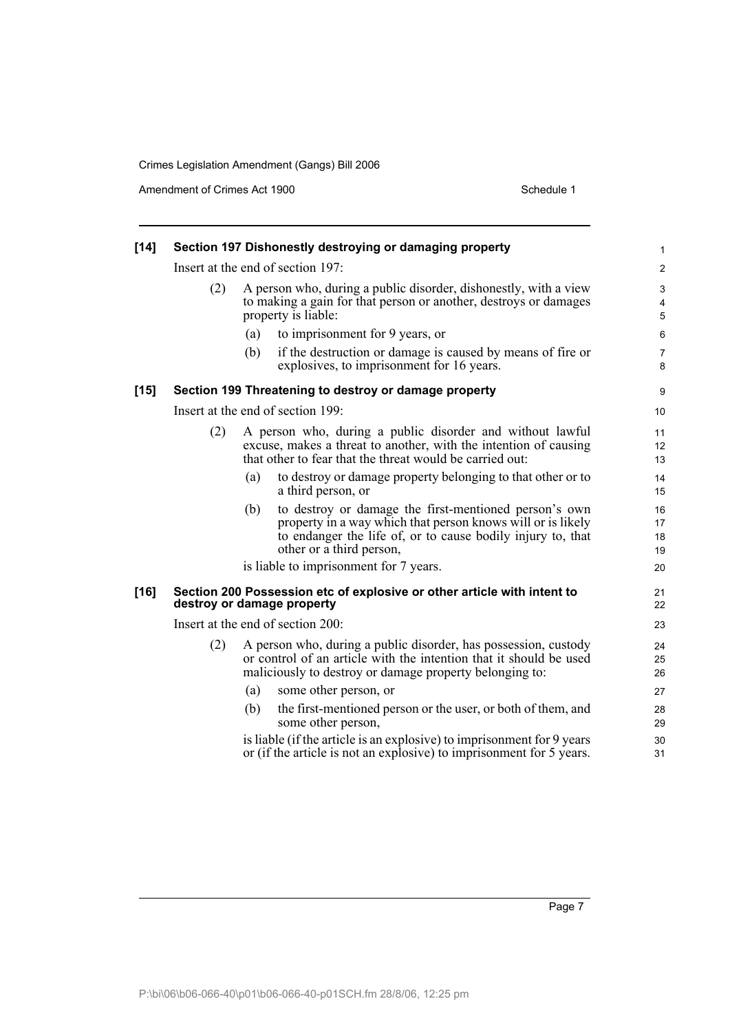**[14] Section 197 Dishonestly destroying or damaging property**

Insert at the end of section 197:

(2) A person who, during a public disorder, dishonestly, with a view to making a gain for that person or another, destroys or damages property is liable:

(a) to imprisonment for 9 years, or

(b) if the destruction or damage is caused by means of fire or explosives, to imprisonment for 16 years.

**[15] Section 199 Threatening to destroy or damage property**

Insert at the end of section 199:

(2) A person who, during a public disorder and without lawful excuse, makes a threat to another, with the intention of causing that other to fear that the threat would be carried out:

(a) to destroy or damage property belonging to that other or to a third person, or

(b) to destroy or damage the first-mentioned person's own property in a way which that person knows will or is likely to endanger the life of, or to cause bodily injury to, that other or a third person,

is liable to imprisonment for 7 years.

**[16] Section 200 Possession etc of explosive or other article with intent to destroy or damage property**

Insert at the end of section 200:

(2) A person who, during a public disorder, has possession, custody or control of an article with the intention that it should be used maliciously to destroy or damage property belonging to:

(a) some other person, or

(b) the first-mentioned person or the user, or both of them, and some other person,

is liable (if the article is an explosive) to imprisonment for 9 years or (if the article is not an explosive) to imprisonment for 5 years.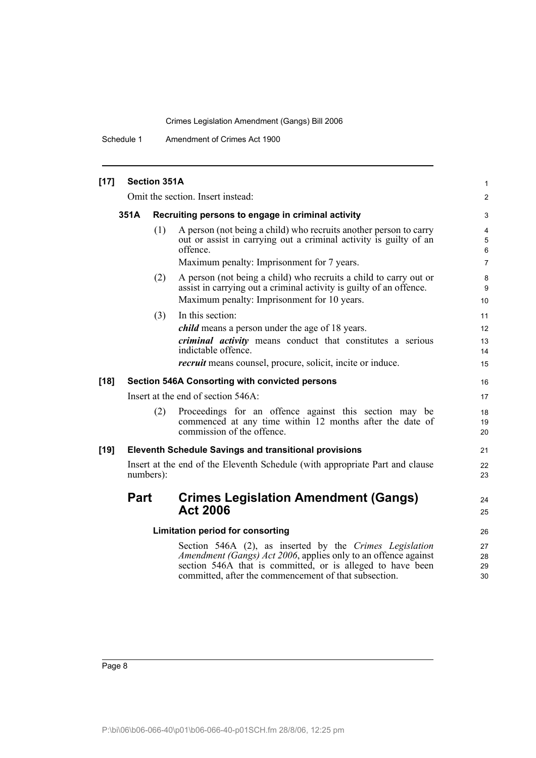**[17] Section 351A**

Omit the section. Insert instead:

**351A Recruiting persons to engage in criminal activity**

(1) A person (not being a child) who recruits another person to carry out or assist in carrying out a criminal activity is guilty of an offence.

Maximum penalty: Imprisonment for 7 years.

(2) A person (not being a child) who recruits a child to carry out or assist in carrying out a criminal activity is guilty of an offence.

Maximum penalty: Imprisonment for 10 years.

(3) In this section:

***child*** means a person under the age of 18 years.

***criminal activity*** means conduct that constitutes a serious indictable offence.

***recruit*** means counsel, procure, solicit, incite or induce.

**[18] Section 546A Consorting with convicted persons**

Insert at the end of section 546A:

(2) Proceedings for an offence against this section may be commenced at any time within 12 months after the date of commission of the offence.

**[19] Eleventh Schedule Savings and transitional provisions**

Insert at the end of the Eleventh Schedule (with appropriate Part and clause numbers):

## Part Crimes Legislation Amendment (Gangs) Act 2006

**Limitation period for consorting**

Section 546A (2), as inserted by the *Crimes Legislation Amendment (Gangs) Act 2006*, applies only to an offence against section 546A that is committed, or is alleged to have been committed, after the commencement of that subsection.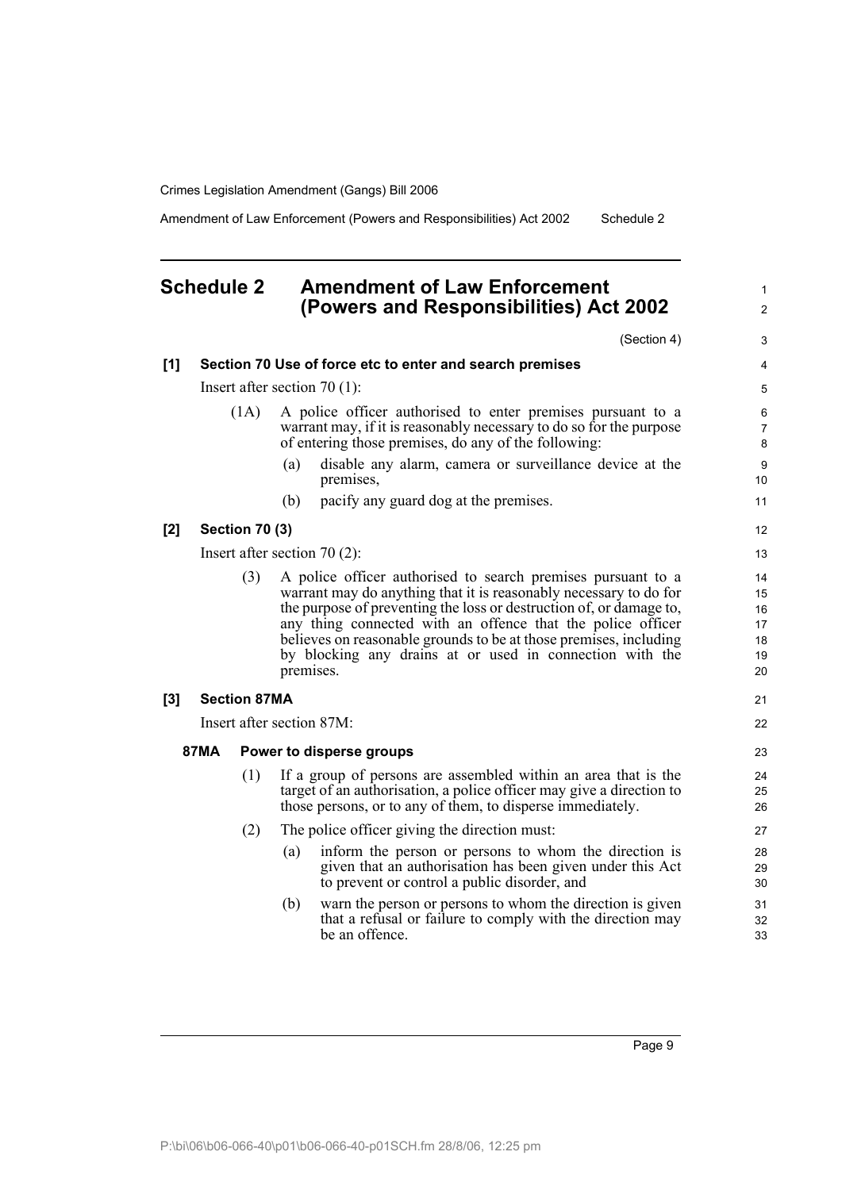## Schedule 2 Amendment of Law Enforcement (Powers and Responsibilities) Act 2002

(Section 4)

**[1] Section 70 Use of force etc to enter and search premises**

Insert after section 70 (1):

(1A) A police officer authorised to enter premises pursuant to a warrant may, if it is reasonably necessary to do so for the purpose of entering those premises, do any of the following:

(a) disable any alarm, camera or surveillance device at the premises,

(b) pacify any guard dog at the premises.

**[2] Section 70 (3)**

Insert after section 70 (2):

(3) A police officer authorised to search premises pursuant to a warrant may do anything that it is reasonably necessary to do for the purpose of preventing the loss or destruction of, or damage to, any thing connected with an offence that the police officer believes on reasonable grounds to be at those premises, including by blocking any drains at or used in connection with the premises.

**[3] Section 87MA**

Insert after section 87M:

**87MA Power to disperse groups**

(1) If a group of persons are assembled within an area that is the target of an authorisation, a police officer may give a direction to those persons, or to any of them, to disperse immediately.

(2) The police officer giving the direction must:

(a) inform the person or persons to whom the direction is given that an authorisation has been given under this Act to prevent or control a public disorder, and

(b) warn the person or persons to whom the direction is given that a refusal or failure to comply with the direction may be an offence.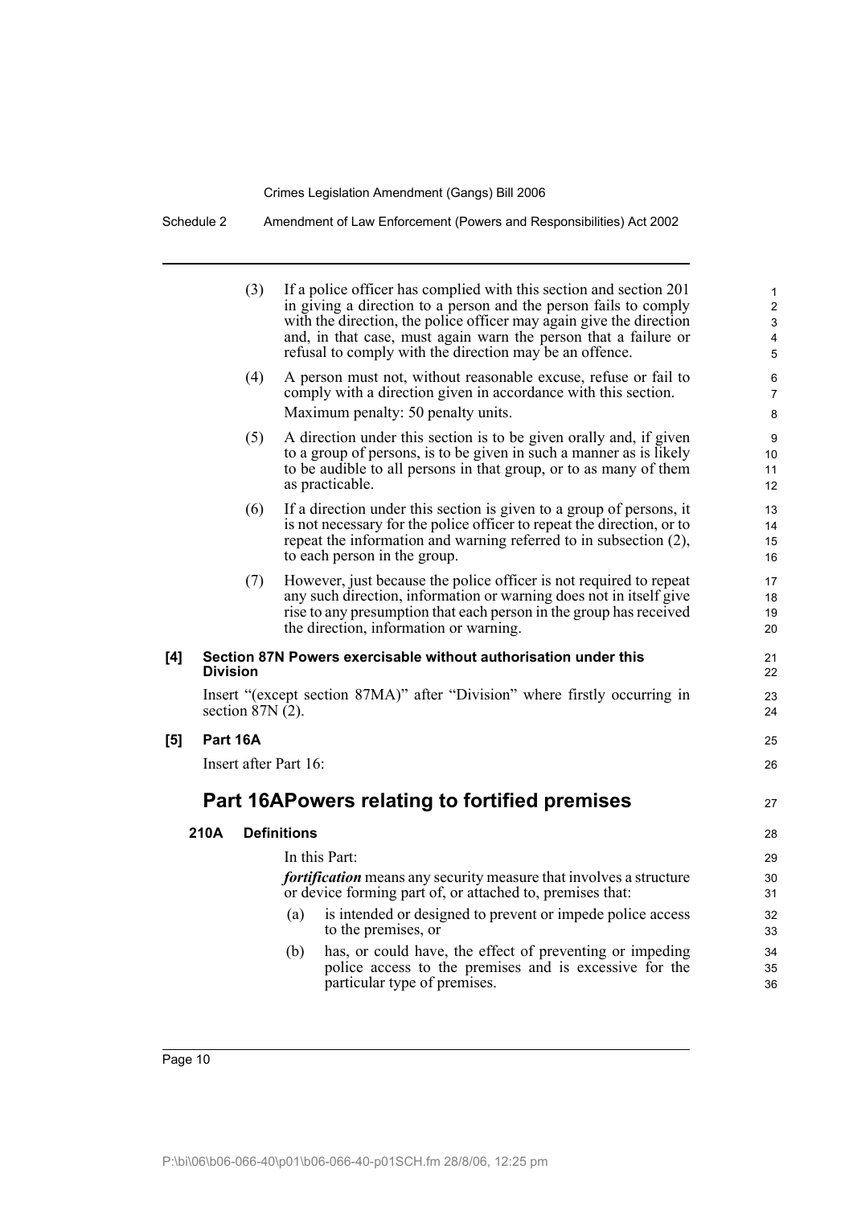(3) If a police officer has complied with this section and section 201 in giving a direction to a person and the person fails to comply with the direction, the police officer may again give the direction and, in that case, must again warn the person that a failure or refusal to comply with the direction may be an offence.

(4) A person must not, without reasonable excuse, refuse or fail to comply with a direction given in accordance with this section.

Maximum penalty: 50 penalty units.

(5) A direction under this section is to be given orally and, if given to a group of persons, is to be given in such a manner as is likely to be audible to all persons in that group, or to as many of them as practicable.

(6) If a direction under this section is given to a group of persons, it is not necessary for the police officer to repeat the direction, or to repeat the information and warning referred to in subsection (2), to each person in the group.

(7) However, just because the police officer is not required to repeat any such direction, information or warning does not in itself give rise to any presumption that each person in the group has received the direction, information or warning.

**[4] Section 87N Powers exercisable without authorisation under this Division**

Insert "(except section 87MA)" after "Division" where firstly occurring in section 87N (2).

**[5] Part 16A**

Insert after Part 16:

## Part 16A Powers relating to fortified premises

### 210A Definitions

In this Part:

***fortification*** means any security measure that involves a structure or device forming part of, or attached to, premises that:

(a) is intended or designed to prevent or impede police access to the premises, or

(b) has, or could have, the effect of preventing or impeding police access to the premises and is excessive for the particular type of premises.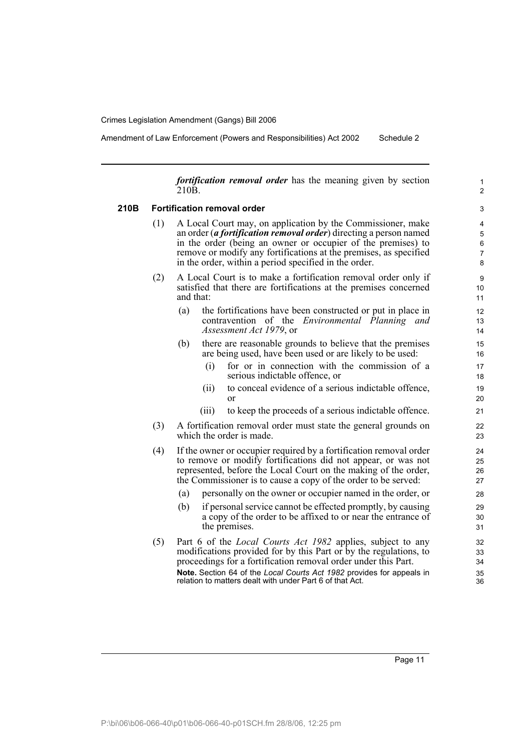***fortification removal order*** has the meaning given by section 210B.

### 210B Fortification removal order

(1) A Local Court may, on application by the Commissioner, make an order (***a fortification removal order***) directing a person named in the order (being an owner or occupier of the premises) to remove or modify any fortifications at the premises, as specified in the order, within a period specified in the order.

(2) A Local Court is to make a fortification removal order only if satisfied that there are fortifications at the premises concerned and that:

- (a) the fortifications have been constructed or put in place in contravention of the *Environmental Planning and Assessment Act 1979*, or
- (b) there are reasonable grounds to believe that the premises are being used, have been used or are likely to be used:
  - (i) for or in connection with the commission of a serious indictable offence, or
  - (ii) to conceal evidence of a serious indictable offence, or
  - (iii) to keep the proceeds of a serious indictable offence.

(3) A fortification removal order must state the general grounds on which the order is made.

(4) If the owner or occupier required by a fortification removal order to remove or modify fortifications did not appear, or was not represented, before the Local Court on the making of the order, the Commissioner is to cause a copy of the order to be served:

- (a) personally on the owner or occupier named in the order, or
- (b) if personal service cannot be effected promptly, by causing a copy of the order to be affixed to or near the entrance of the premises.

(5) Part 6 of the *Local Courts Act 1982* applies, subject to any modifications provided for by this Part or by the regulations, to proceedings for a fortification removal order under this Part.

**Note.** Section 64 of the *Local Courts Act 1982* provides for appeals in relation to matters dealt with under Part 6 of that Act.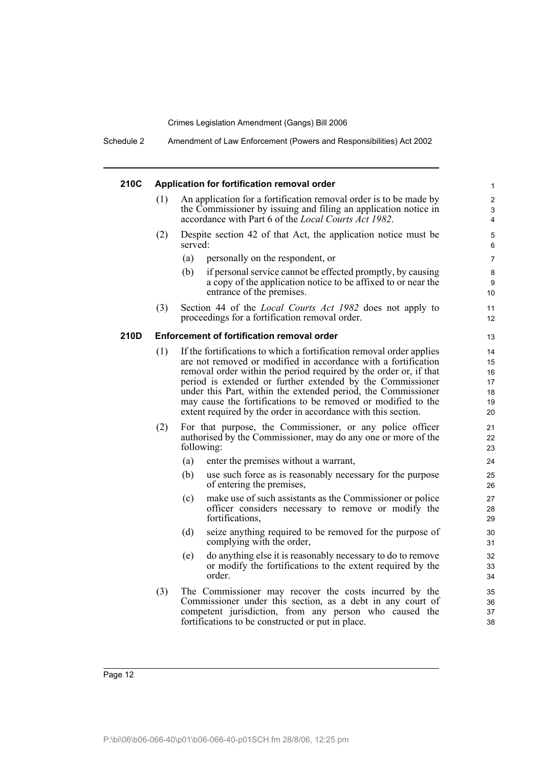#### 210C Application for fortification removal order

(1) An application for a fortification removal order is to be made by the Commissioner by issuing and filing an application notice in accordance with Part 6 of the *Local Courts Act 1982*.

(2) Despite section 42 of that Act, the application notice must be served:

(a) personally on the respondent, or

(b) if personal service cannot be effected promptly, by causing a copy of the application notice to be affixed to or near the entrance of the premises.

(3) Section 44 of the *Local Courts Act 1982* does not apply to proceedings for a fortification removal order.

#### 210D Enforcement of fortification removal order

(1) If the fortifications to which a fortification removal order applies are not removed or modified in accordance with a fortification removal order within the period required by the order or, if that period is extended or further extended by the Commissioner under this Part, within the extended period, the Commissioner may cause the fortifications to be removed or modified to the extent required by the order in accordance with this section.

(2) For that purpose, the Commissioner, or any police officer authorised by the Commissioner, may do any one or more of the following:

(a) enter the premises without a warrant,

(b) use such force as is reasonably necessary for the purpose of entering the premises,

(c) make use of such assistants as the Commissioner or police officer considers necessary to remove or modify the fortifications,

(d) seize anything required to be removed for the purpose of complying with the order,

(e) do anything else it is reasonably necessary to do to remove or modify the fortifications to the extent required by the order.

(3) The Commissioner may recover the costs incurred by the Commissioner under this section, as a debt in any court of competent jurisdiction, from any person who caused the fortifications to be constructed or put in place.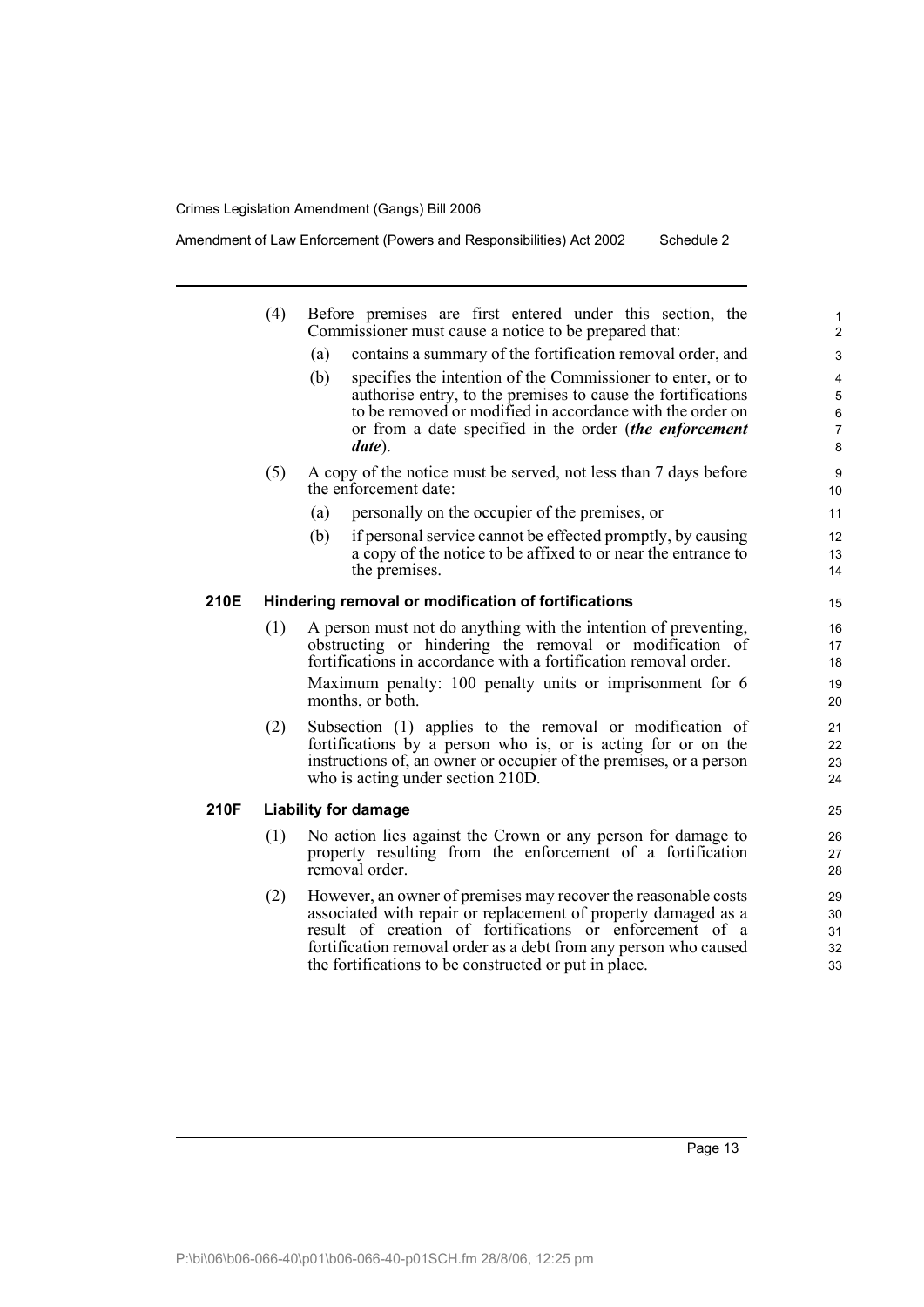(4) Before premises are first entered under this section, the Commissioner must cause a notice to be prepared that:

- (a) contains a summary of the fortification removal order, and
- (b) specifies the intention of the Commissioner to enter, or to authorise entry, to the premises to cause the fortifications to be removed or modified in accordance with the order on or from a date specified in the order (***the enforcement date***).

(5) A copy of the notice must be served, not less than 7 days before the enforcement date:

- (a) personally on the occupier of the premises, or
- (b) if personal service cannot be effected promptly, by causing a copy of the notice to be affixed to or near the entrance to the premises.

### 210E Hindering removal or modification of fortifications

(1) A person must not do anything with the intention of preventing, obstructing or hindering the removal or modification of fortifications in accordance with a fortification removal order.

Maximum penalty: 100 penalty units or imprisonment for 6 months, or both.

(2) Subsection (1) applies to the removal or modification of fortifications by a person who is, or is acting for or on the instructions of, an owner or occupier of the premises, or a person who is acting under section 210D.

### 210F Liability for damage

(1) No action lies against the Crown or any person for damage to property resulting from the enforcement of a fortification removal order.

(2) However, an owner of premises may recover the reasonable costs associated with repair or replacement of property damaged as a result of creation of fortifications or enforcement of a fortification removal order as a debt from any person who caused the fortifications to be constructed or put in place.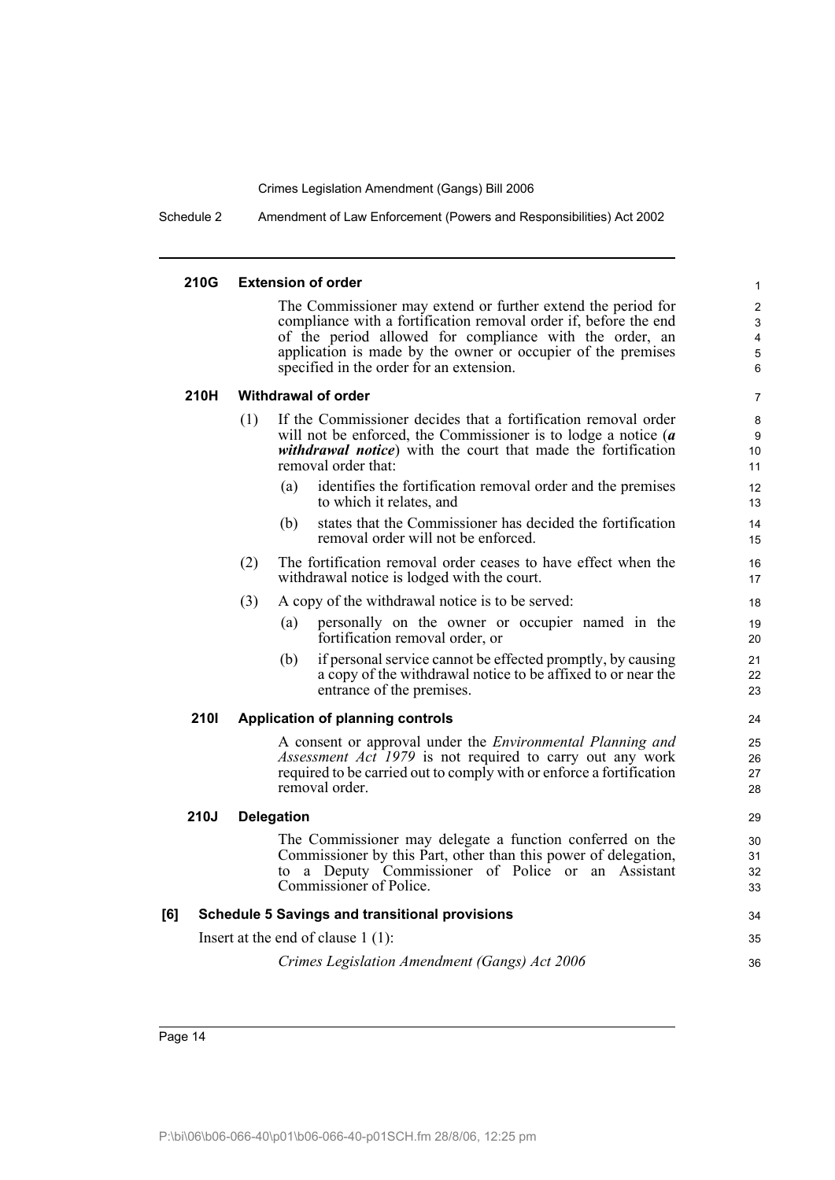**210G Extension of order**

The Commissioner may extend or further extend the period for compliance with a fortification removal order if, before the end of the period allowed for compliance with the order, an application is made by the owner or occupier of the premises specified in the order for an extension.

**210H Withdrawal of order**

(1) If the Commissioner decides that a fortification removal order will not be enforced, the Commissioner is to lodge a notice (***a withdrawal notice***) with the court that made the fortification removal order that:

(a) identifies the fortification removal order and the premises to which it relates, and

(b) states that the Commissioner has decided the fortification removal order will not be enforced.

(2) The fortification removal order ceases to have effect when the withdrawal notice is lodged with the court.

(3) A copy of the withdrawal notice is to be served:

(a) personally on the owner or occupier named in the fortification removal order, or

(b) if personal service cannot be effected promptly, by causing a copy of the withdrawal notice to be affixed to or near the entrance of the premises.

**210I Application of planning controls**

A consent or approval under the *Environmental Planning and Assessment Act 1979* is not required to carry out any work required to be carried out to comply with or enforce a fortification removal order.

**210J Delegation**

The Commissioner may delegate a function conferred on the Commissioner by this Part, other than this power of delegation, to a Deputy Commissioner of Police or an Assistant Commissioner of Police.

**[6] Schedule 5 Savings and transitional provisions**

Insert at the end of clause 1 (1):

*Crimes Legislation Amendment (Gangs) Act 2006*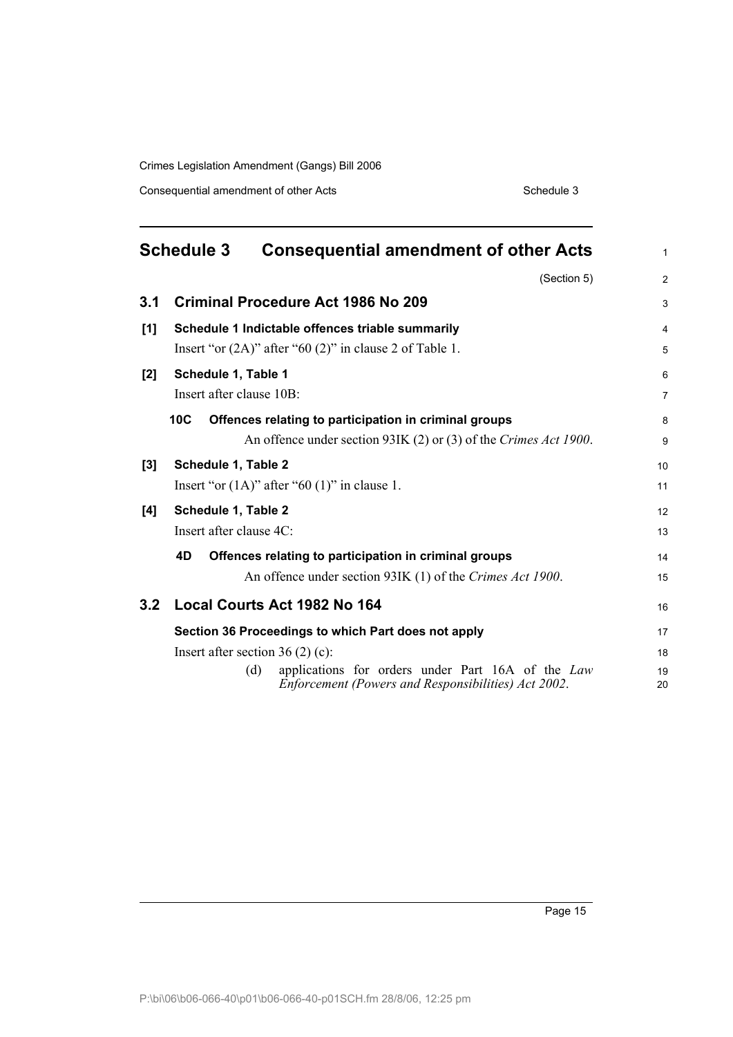# Schedule 3 Consequential amendment of other Acts

(Section 5)

## 3.1 Criminal Procedure Act 1986 No 209

**[1] Schedule 1 Indictable offences triable summarily**

Insert "or (2A)" after "60 (2)" in clause 2 of Table 1.

**[2] Schedule 1, Table 1**

Insert after clause 10B:

**10C Offences relating to participation in criminal groups**

An offence under section 93IK (2) or (3) of the *Crimes Act 1900*.

**[3] Schedule 1, Table 2**

Insert "or (1A)" after "60 (1)" in clause 1.

**[4] Schedule 1, Table 2**

Insert after clause 4C:

**4D Offences relating to participation in criminal groups**

An offence under section 93IK (1) of the *Crimes Act 1900*.

## 3.2 Local Courts Act 1982 No 164

**Section 36 Proceedings to which Part does not apply**

Insert after section 36 (2) (c):

(d) applications for orders under Part 16A of the *Law Enforcement (Powers and Responsibilities) Act 2002*.